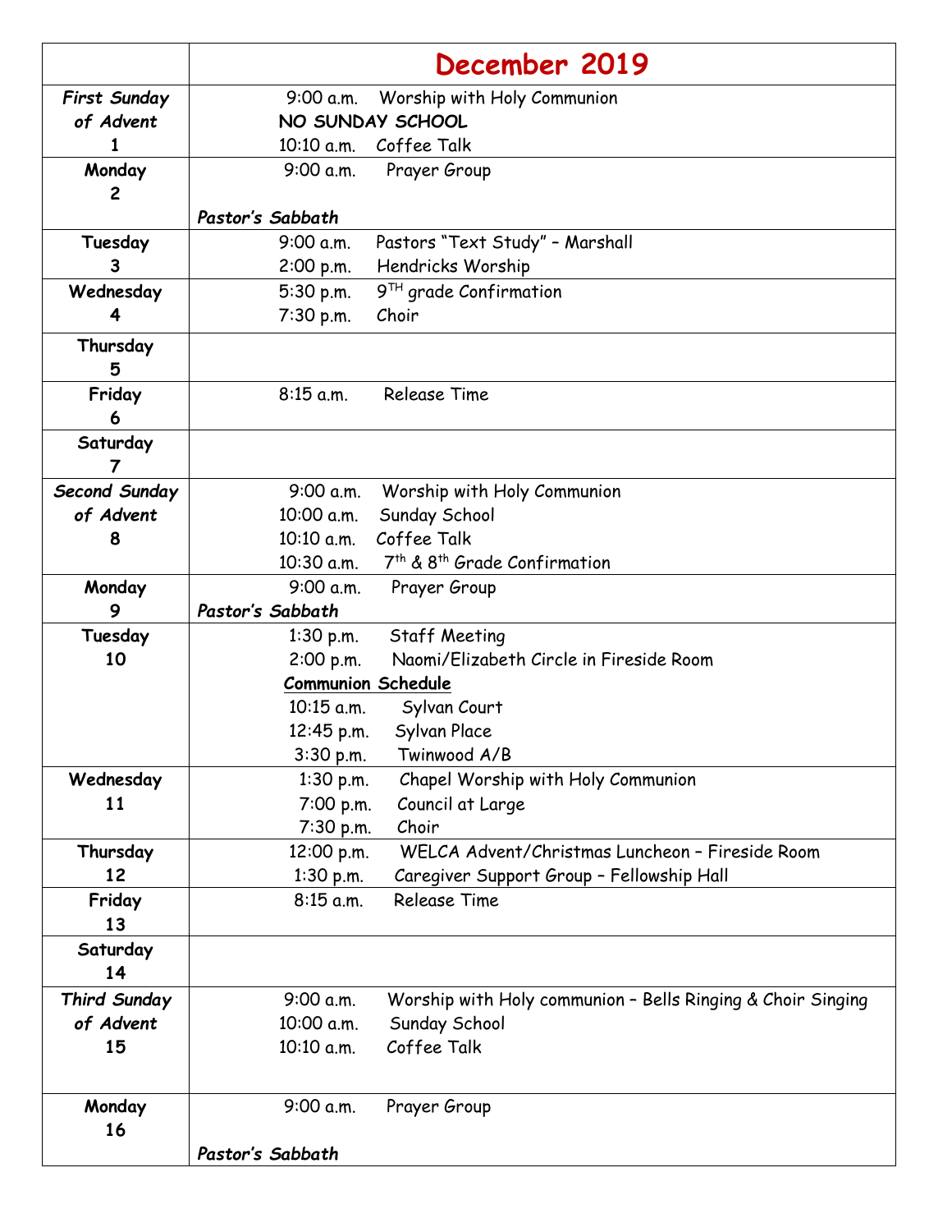| | December 2019 |
|---|---|
| *First Sunday of Advent* 1 | 9:00 a.m. Worship with Holy Communion<br>NO SUNDAY SCHOOL<br>10:10 a.m. Coffee Talk |
| Monday 2 | 9:00 a.m. Prayer Group<br>*Pastor's Sabbath* |
| Tuesday 3 | 9:00 a.m. Pastors "Text Study" – Marshall<br>2:00 p.m. Hendricks Worship |
| Wednesday 4 | 5:30 p.m. 9TH grade Confirmation<br>7:30 p.m. Choir |
| Thursday 5 | |
| Friday 6 | 8:15 a.m. Release Time |
| Saturday 7 | |
| *Second Sunday of Advent* 8 | 9:00 a.m. Worship with Holy Communion<br>10:00 a.m. Sunday School<br>10:10 a.m. Coffee Talk<br>10:30 a.m. 7th & 8th Grade Confirmation |
| Monday 9 | 9:00 a.m. Prayer Group<br>*Pastor's Sabbath* |
| Tuesday 10 | 1:30 p.m. Staff Meeting<br>2:00 p.m. Naomi/Elizabeth Circle in Fireside Room<br>Communion Schedule<br>10:15 a.m. Sylvan Court<br>12:45 p.m. Sylvan Place<br>3:30 p.m. Twinwood A/B |
| Wednesday 11 | 1:30 p.m. Chapel Worship with Holy Communion<br>7:00 p.m. Council at Large<br>7:30 p.m. Choir |
| Thursday 12 | 12:00 p.m. WELCA Advent/Christmas Luncheon – Fireside Room<br>1:30 p.m. Caregiver Support Group – Fellowship Hall |
| Friday 13 | 8:15 a.m. Release Time |
| Saturday 14 | |
| *Third Sunday of Advent* 15 | 9:00 a.m. Worship with Holy communion – Bells Ringing & Choir Singing<br>10:00 a.m. Sunday School<br>10:10 a.m. Coffee Talk |
| Monday 16 | 9:00 a.m. Prayer Group<br>*Pastor's Sabbath* |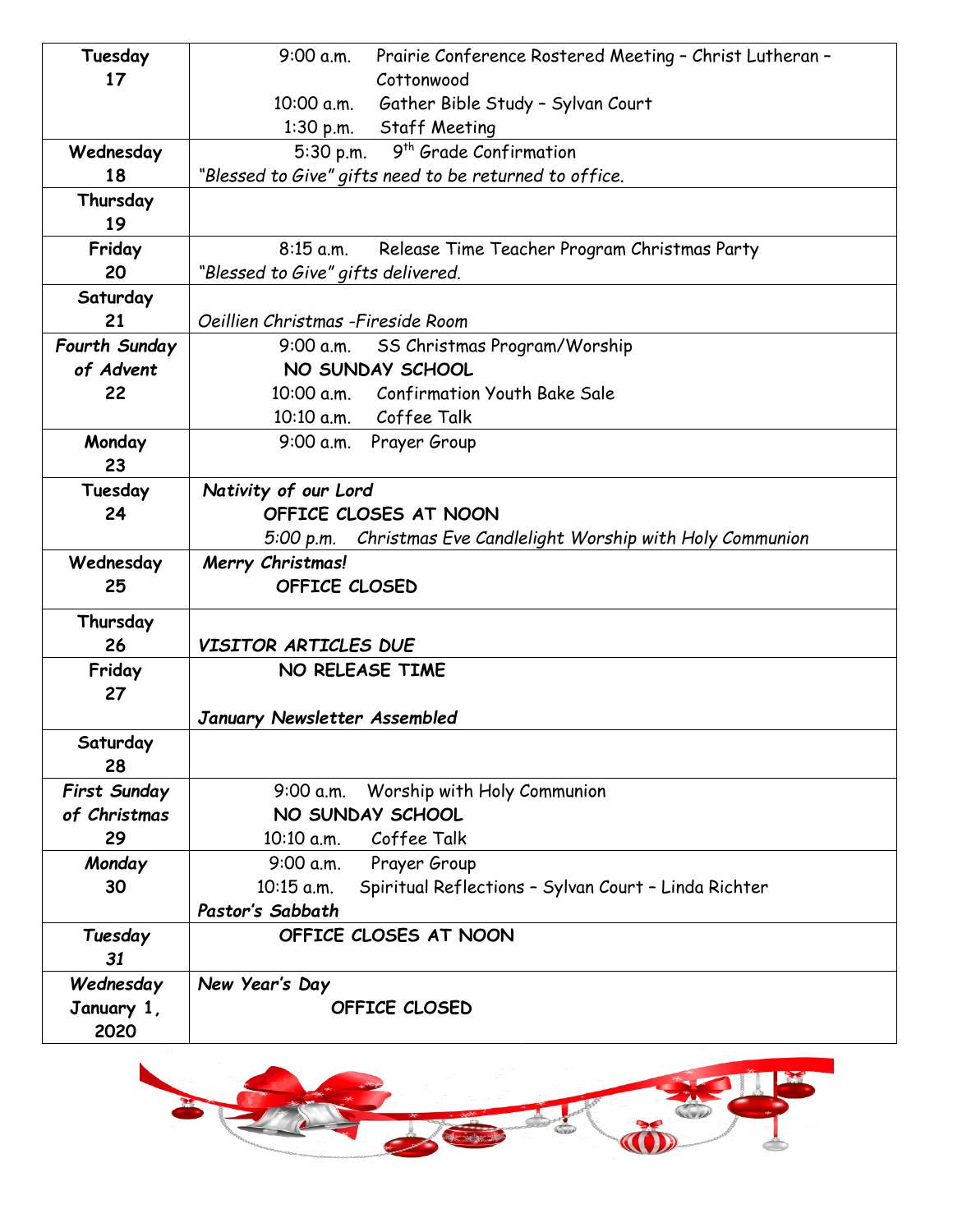| | |
|---|---|
| **Tuesday 17** | 9:00 a.m. Prairie Conference Rostered Meeting – Christ Lutheran – Cottonwood<br>10:00 a.m. Gather Bible Study – Sylvan Court<br>1:30 p.m. Staff Meeting |
| **Wednesday 18** | 5:30 p.m. 9th Grade Confirmation<br>*"Blessed to Give" gifts need to be returned to office.* |
| **Thursday 19** | |
| **Friday 20** | 8:15 a.m. Release Time Teacher Program Christmas Party<br>*"Blessed to Give" gifts delivered.* |
| **Saturday 21** | *Oeillien Christmas -Fireside Room* |
| ***Fourth Sunday of Advent* 22** | 9:00 a.m. SS Christmas Program/Worship<br>**NO SUNDAY SCHOOL**<br>10:00 a.m. Confirmation Youth Bake Sale<br>10:10 a.m. Coffee Talk |
| **Monday 23** | 9:00 a.m. Prayer Group |
| **Tuesday 24** | ***Nativity of our Lord***<br>**OFFICE CLOSES AT NOON**<br>*5:00 p.m. Christmas Eve Candlelight Worship with Holy Communion* |
| **Wednesday 25** | ***Merry Christmas!***<br>**OFFICE CLOSED** |
| **Thursday 26** | ***VISITOR ARTICLES DUE*** |
| **Friday 27** | **NO RELEASE TIME**<br>***January Newsletter Assembled*** |
| **Saturday 28** | |
| ***First Sunday of Christmas* 29** | 9:00 a.m. Worship with Holy Communion<br>**NO SUNDAY SCHOOL**<br>10:10 a.m. Coffee Talk |
| ***Monday* 30** | 9:00 a.m. Prayer Group<br>10:15 a.m. Spiritual Reflections – Sylvan Court – Linda Richter<br>***Pastor's Sabbath*** |
| ***Tuesday 31*** | **OFFICE CLOSES AT NOON** |
| ***Wednesday January 1,* 2020** | ***New Year's Day***<br>**OFFICE CLOSED** |